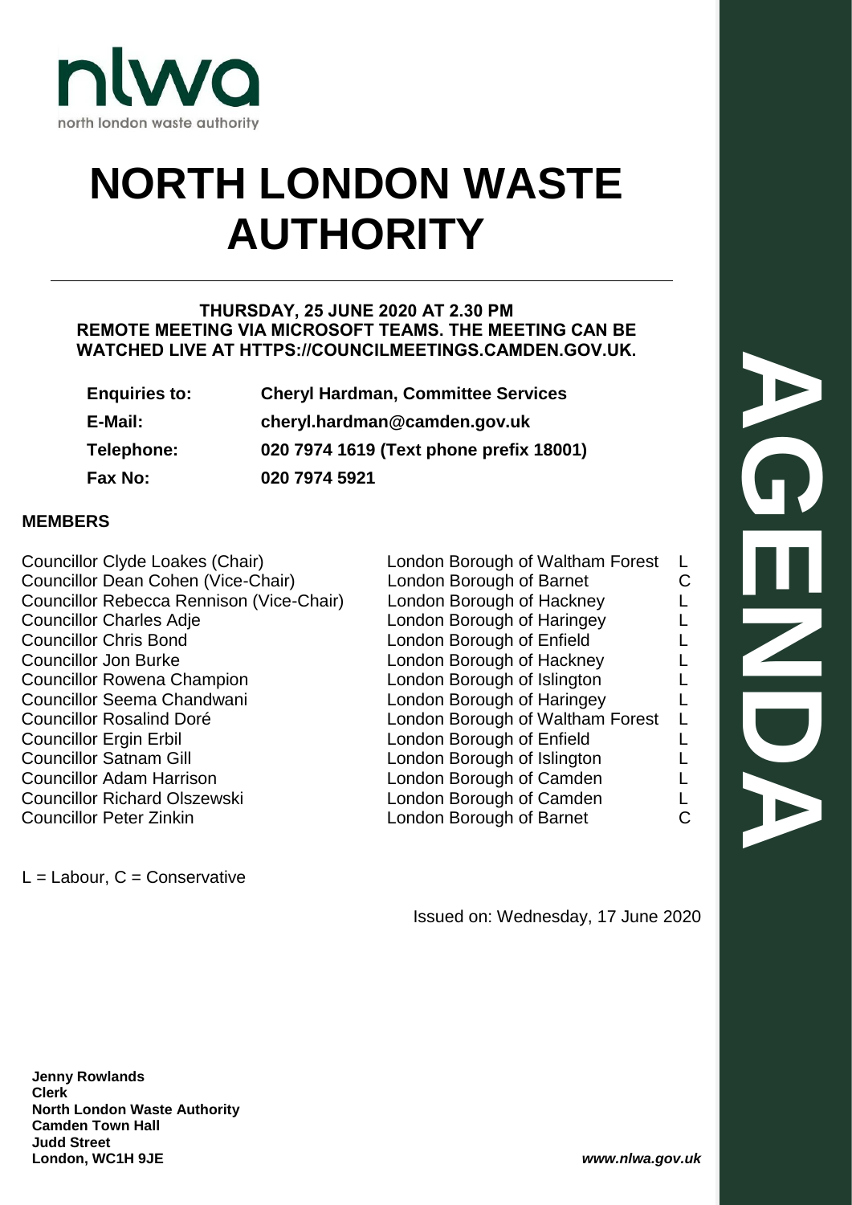nlwa
north london waste authority

# NORTH LONDON WASTE AUTHORITY

**THURSDAY, 25 JUNE 2020 AT 2.30 PM**
**REMOTE MEETING VIA MICROSOFT TEAMS. THE MEETING CAN BE WATCHED LIVE AT HTTPS://COUNCILMEETINGS.CAMDEN.GOV.UK.**

| | |
|---|---|
| **Enquiries to:** | **Cheryl Hardman, Committee Services** |
| **E-Mail:** | **cheryl.hardman@camden.gov.uk** |
| **Telephone:** | **020 7974 1619 (Text phone prefix 18001)** |
| **Fax No:** | **020 7974 5921** |

## MEMBERS

| | | |
|---|---|---|
| Councillor Clyde Loakes (Chair) | London Borough of Waltham Forest | L |
| Councillor Dean Cohen (Vice-Chair) | London Borough of Barnet | C |
| Councillor Rebecca Rennison (Vice-Chair) | London Borough of Hackney | L |
| Councillor Charles Adje | London Borough of Haringey | L |
| Councillor Chris Bond | London Borough of Enfield | L |
| Councillor Jon Burke | London Borough of Hackney | L |
| Councillor Rowena Champion | London Borough of Islington | L |
| Councillor Seema Chandwani | London Borough of Haringey | L |
| Councillor Rosalind Doré | London Borough of Waltham Forest | L |
| Councillor Ergin Erbil | London Borough of Enfield | L |
| Councillor Satnam Gill | London Borough of Islington | L |
| Councillor Adam Harrison | London Borough of Camden | L |
| Councillor Richard Olszewski | London Borough of Camden | L |
| Councillor Peter Zinkin | London Borough of Barnet | C |

L = Labour, C = Conservative

Issued on: Wednesday, 17 June 2020

**AGENDA**

**Jenny Rowlands**
**Clerk**
**North London Waste Authority**
**Camden Town Hall**
**Judd Street**
**London, WC1H 9JE**

*www.nlwa.gov.uk*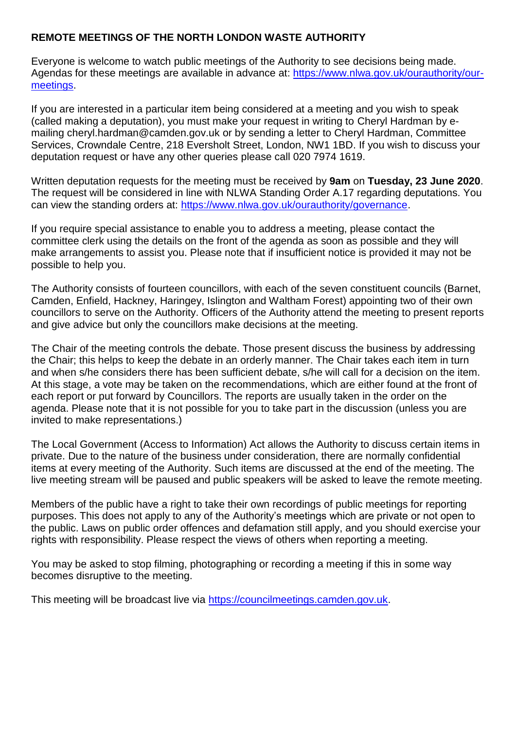**REMOTE MEETINGS OF THE NORTH LONDON WASTE AUTHORITY**

Everyone is welcome to watch public meetings of the Authority to see decisions being made. Agendas for these meetings are available in advance at: [https://www.nlwa.gov.uk/ourauthority/our-meetings](https://www.nlwa.gov.uk/ourauthority/our-meetings).

If you are interested in a particular item being considered at a meeting and you wish to speak (called making a deputation), you must make your request in writing to Cheryl Hardman by e-mailing cheryl.hardman@camden.gov.uk or by sending a letter to Cheryl Hardman, Committee Services, Crowndale Centre, 218 Eversholt Street, London, NW1 1BD. If you wish to discuss your deputation request or have any other queries please call 020 7974 1619.

Written deputation requests for the meeting must be received by **9am** on **Tuesday, 23 June 2020**. The request will be considered in line with NLWA Standing Order A.17 regarding deputations. You can view the standing orders at: [https://www.nlwa.gov.uk/ourauthority/governance](https://www.nlwa.gov.uk/ourauthority/governance).

If you require special assistance to enable you to address a meeting, please contact the committee clerk using the details on the front of the agenda as soon as possible and they will make arrangements to assist you. Please note that if insufficient notice is provided it may not be possible to help you.

The Authority consists of fourteen councillors, with each of the seven constituent councils (Barnet, Camden, Enfield, Hackney, Haringey, Islington and Waltham Forest) appointing two of their own councillors to serve on the Authority. Officers of the Authority attend the meeting to present reports and give advice but only the councillors make decisions at the meeting.

The Chair of the meeting controls the debate. Those present discuss the business by addressing the Chair; this helps to keep the debate in an orderly manner. The Chair takes each item in turn and when s/he considers there has been sufficient debate, s/he will call for a decision on the item. At this stage, a vote may be taken on the recommendations, which are either found at the front of each report or put forward by Councillors. The reports are usually taken in the order on the agenda. Please note that it is not possible for you to take part in the discussion (unless you are invited to make representations.)

The Local Government (Access to Information) Act allows the Authority to discuss certain items in private. Due to the nature of the business under consideration, there are normally confidential items at every meeting of the Authority. Such items are discussed at the end of the meeting. The live meeting stream will be paused and public speakers will be asked to leave the remote meeting.

Members of the public have a right to take their own recordings of public meetings for reporting purposes. This does not apply to any of the Authority's meetings which are private or not open to the public. Laws on public order offences and defamation still apply, and you should exercise your rights with responsibility. Please respect the views of others when reporting a meeting.

You may be asked to stop filming, photographing or recording a meeting if this in some way becomes disruptive to the meeting.

This meeting will be broadcast live via [https://councilmeetings.camden.gov.uk](https://councilmeetings.camden.gov.uk).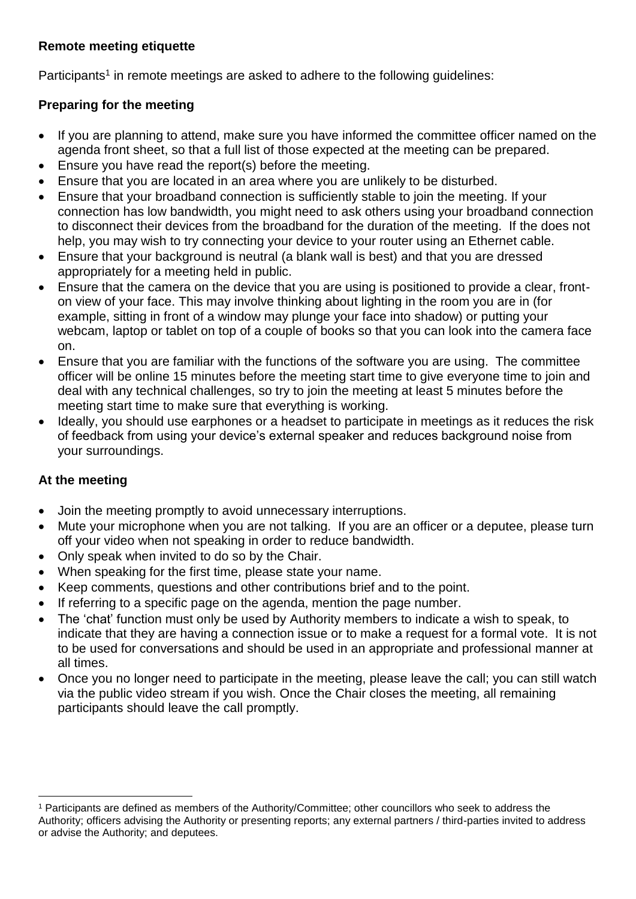**Remote meeting etiquette**

Participants[1] in remote meetings are asked to adhere to the following guidelines:

**Preparing for the meeting**

- If you are planning to attend, make sure you have informed the committee officer named on the agenda front sheet, so that a full list of those expected at the meeting can be prepared.
- Ensure you have read the report(s) before the meeting.
- Ensure that you are located in an area where you are unlikely to be disturbed.
- Ensure that your broadband connection is sufficiently stable to join the meeting. If your connection has low bandwidth, you might need to ask others using your broadband connection to disconnect their devices from the broadband for the duration of the meeting. If the does not help, you may wish to try connecting your device to your router using an Ethernet cable.
- Ensure that your background is neutral (a blank wall is best) and that you are dressed appropriately for a meeting held in public.
- Ensure that the camera on the device that you are using is positioned to provide a clear, front-on view of your face. This may involve thinking about lighting in the room you are in (for example, sitting in front of a window may plunge your face into shadow) or putting your webcam, laptop or tablet on top of a couple of books so that you can look into the camera face on.
- Ensure that you are familiar with the functions of the software you are using. The committee officer will be online 15 minutes before the meeting start time to give everyone time to join and deal with any technical challenges, so try to join the meeting at least 5 minutes before the meeting start time to make sure that everything is working.
- Ideally, you should use earphones or a headset to participate in meetings as it reduces the risk of feedback from using your device's external speaker and reduces background noise from your surroundings.

**At the meeting**

- Join the meeting promptly to avoid unnecessary interruptions.
- Mute your microphone when you are not talking. If you are an officer or a deputee, please turn off your video when not speaking in order to reduce bandwidth.
- Only speak when invited to do so by the Chair.
- When speaking for the first time, please state your name.
- Keep comments, questions and other contributions brief and to the point.
- If referring to a specific page on the agenda, mention the page number.
- The 'chat' function must only be used by Authority members to indicate a wish to speak, to indicate that they are having a connection issue or to make a request for a formal vote. It is not to be used for conversations and should be used in an appropriate and professional manner at all times.
- Once you no longer need to participate in the meeting, please leave the call; you can still watch via the public video stream if you wish. Once the Chair closes the meeting, all remaining participants should leave the call promptly.

[1] Participants are defined as members of the Authority/Committee; other councillors who seek to address the Authority; officers advising the Authority or presenting reports; any external partners / third-parties invited to address or advise the Authority; and deputees.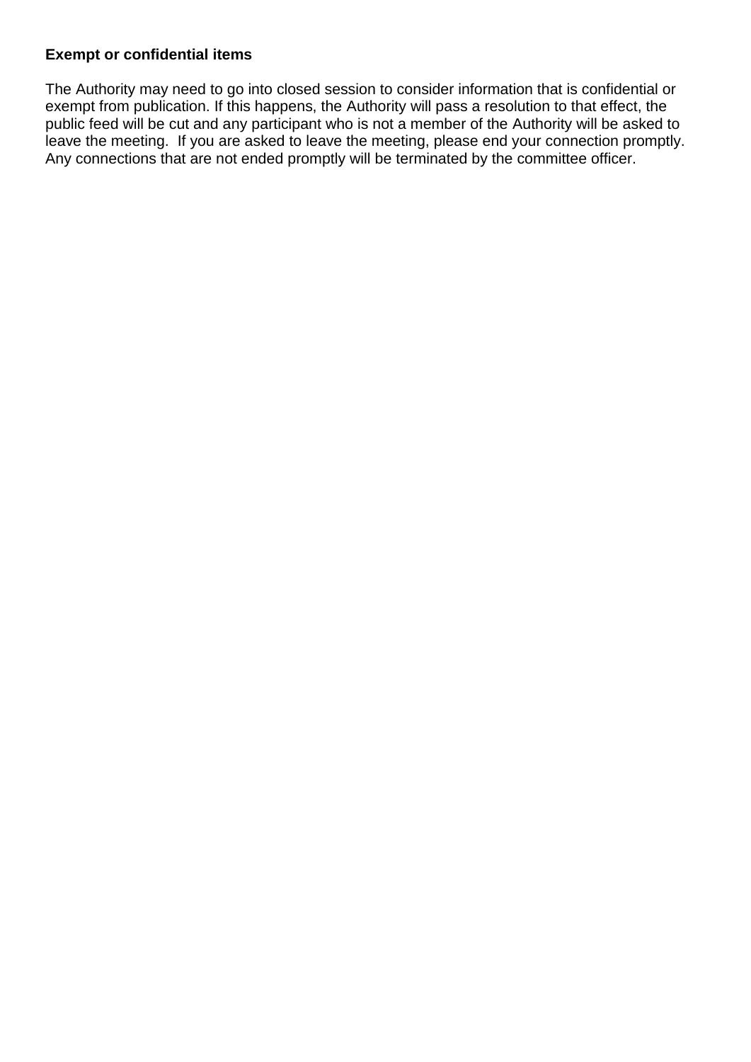**Exempt or confidential items**

The Authority may need to go into closed session to consider information that is confidential or exempt from publication. If this happens, the Authority will pass a resolution to that effect, the public feed will be cut and any participant who is not a member of the Authority will be asked to leave the meeting.  If you are asked to leave the meeting, please end your connection promptly. Any connections that are not ended promptly will be terminated by the committee officer.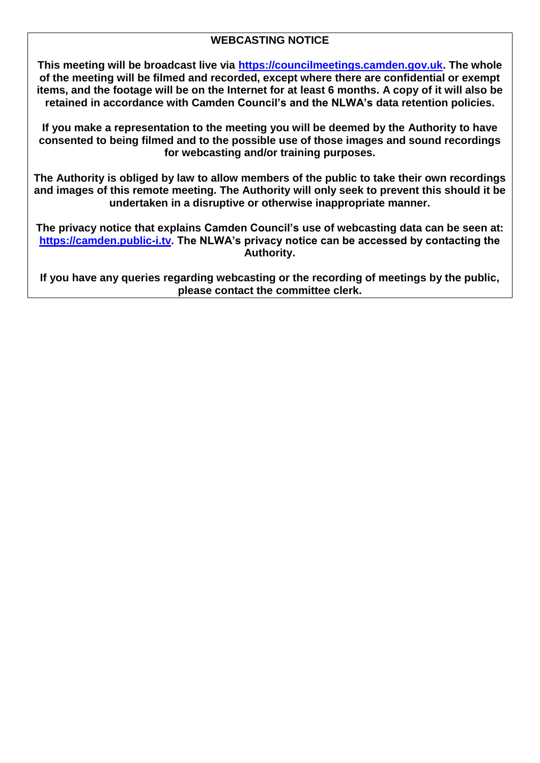## WEBCASTING NOTICE

**This meeting will be broadcast live via [https://councilmeetings.camden.gov.uk](https://councilmeetings.camden.gov.uk). The whole of the meeting will be filmed and recorded, except where there are confidential or exempt items, and the footage will be on the Internet for at least 6 months. A copy of it will also be retained in accordance with Camden Council's and the NLWA's data retention policies.**

**If you make a representation to the meeting you will be deemed by the Authority to have consented to being filmed and to the possible use of those images and sound recordings for webcasting and/or training purposes.**

**The Authority is obliged by law to allow members of the public to take their own recordings and images of this remote meeting. The Authority will only seek to prevent this should it be undertaken in a disruptive or otherwise inappropriate manner.**

**The privacy notice that explains Camden Council's use of webcasting data can be seen at: [https://camden.public-i.tv](https://camden.public-i.tv). The NLWA's privacy notice can be accessed by contacting the Authority.**

**If you have any queries regarding webcasting or the recording of meetings by the public, please contact the committee clerk.**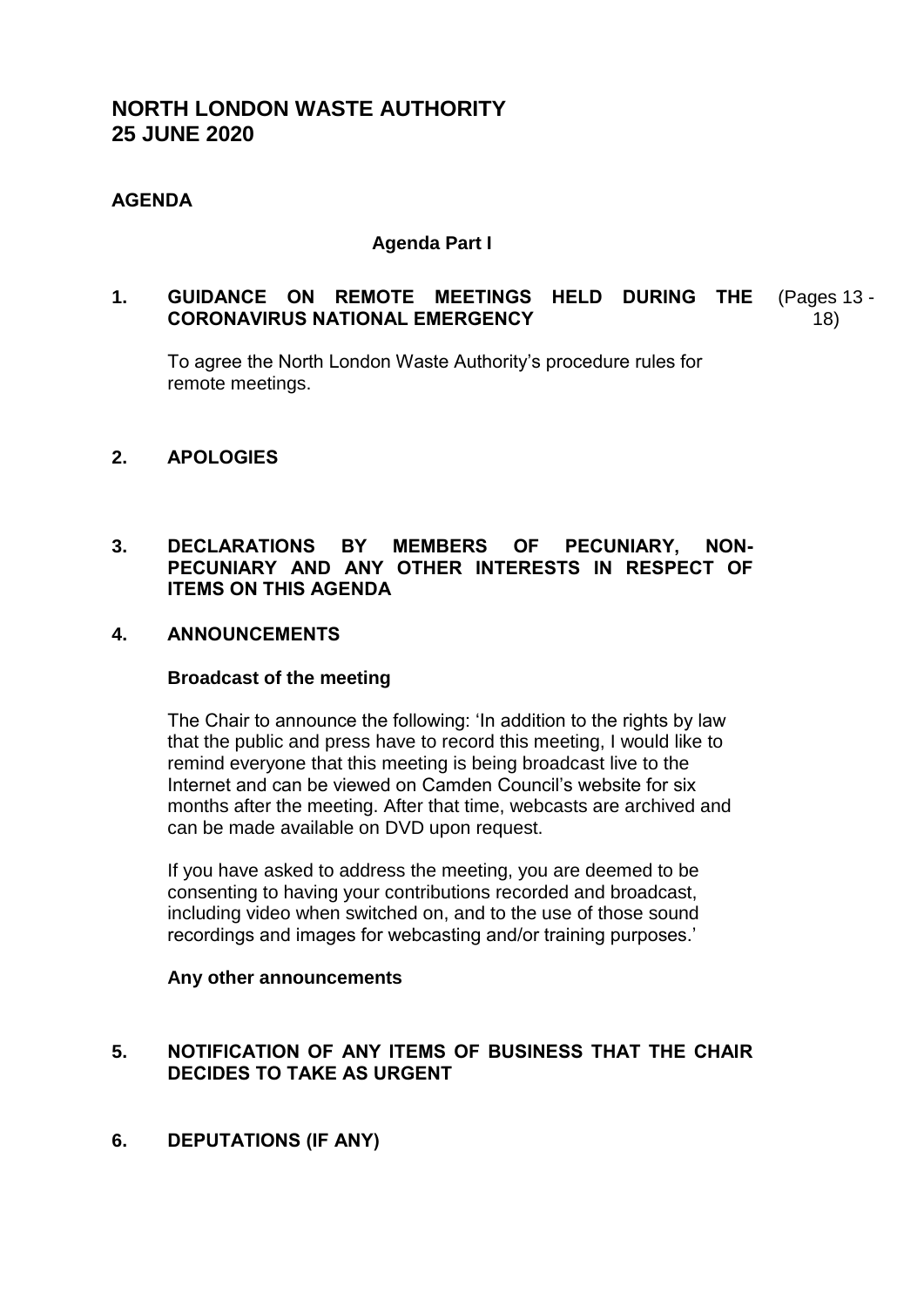# NORTH LONDON WASTE AUTHORITY
# 25 JUNE 2020

**AGENDA**

**Agenda Part I**

**1. GUIDANCE ON REMOTE MEETINGS HELD DURING THE CORONAVIRUS NATIONAL EMERGENCY** (Pages 13 - 18)

To agree the North London Waste Authority's procedure rules for remote meetings.

**2. APOLOGIES**

**3. DECLARATIONS BY MEMBERS OF PECUNIARY, NON-PECUNIARY AND ANY OTHER INTERESTS IN RESPECT OF ITEMS ON THIS AGENDA**

**4. ANNOUNCEMENTS**

**Broadcast of the meeting**

The Chair to announce the following: 'In addition to the rights by law that the public and press have to record this meeting, I would like to remind everyone that this meeting is being broadcast live to the Internet and can be viewed on Camden Council's website for six months after the meeting. After that time, webcasts are archived and can be made available on DVD upon request.

If you have asked to address the meeting, you are deemed to be consenting to having your contributions recorded and broadcast, including video when switched on, and to the use of those sound recordings and images for webcasting and/or training purposes.'

**Any other announcements**

**5. NOTIFICATION OF ANY ITEMS OF BUSINESS THAT THE CHAIR DECIDES TO TAKE AS URGENT**

**6. DEPUTATIONS (IF ANY)**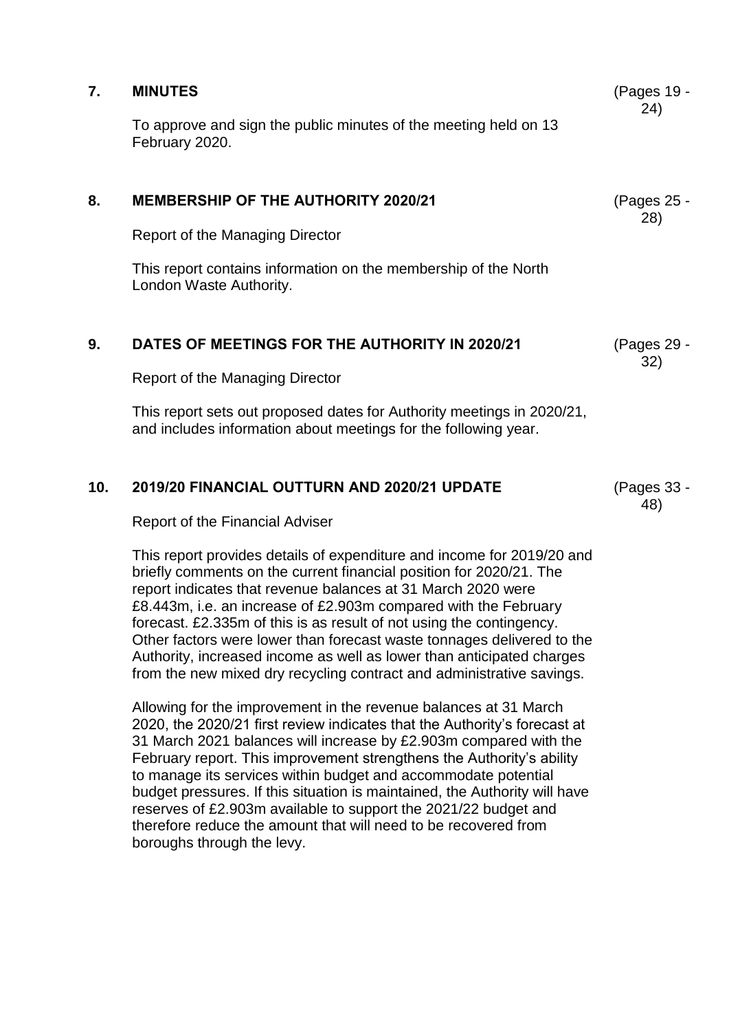**7. MINUTES** (Pages 19 - 24)

To approve and sign the public minutes of the meeting held on 13 February 2020.

**8. MEMBERSHIP OF THE AUTHORITY 2020/21** (Pages 25 - 28)

Report of the Managing Director

This report contains information on the membership of the North London Waste Authority.

**9. DATES OF MEETINGS FOR THE AUTHORITY IN 2020/21** (Pages 29 - 32)

Report of the Managing Director

This report sets out proposed dates for Authority meetings in 2020/21, and includes information about meetings for the following year.

**10. 2019/20 FINANCIAL OUTTURN AND 2020/21 UPDATE** (Pages 33 - 48)

Report of the Financial Adviser

This report provides details of expenditure and income for 2019/20 and briefly comments on the current financial position for 2020/21. The report indicates that revenue balances at 31 March 2020 were £8.443m, i.e. an increase of £2.903m compared with the February forecast. £2.335m of this is as result of not using the contingency. Other factors were lower than forecast waste tonnages delivered to the Authority, increased income as well as lower than anticipated charges from the new mixed dry recycling contract and administrative savings.

Allowing for the improvement in the revenue balances at 31 March 2020, the 2020/21 first review indicates that the Authority's forecast at 31 March 2021 balances will increase by £2.903m compared with the February report. This improvement strengthens the Authority's ability to manage its services within budget and accommodate potential budget pressures. If this situation is maintained, the Authority will have reserves of £2.903m available to support the 2021/22 budget and therefore reduce the amount that will need to be recovered from boroughs through the levy.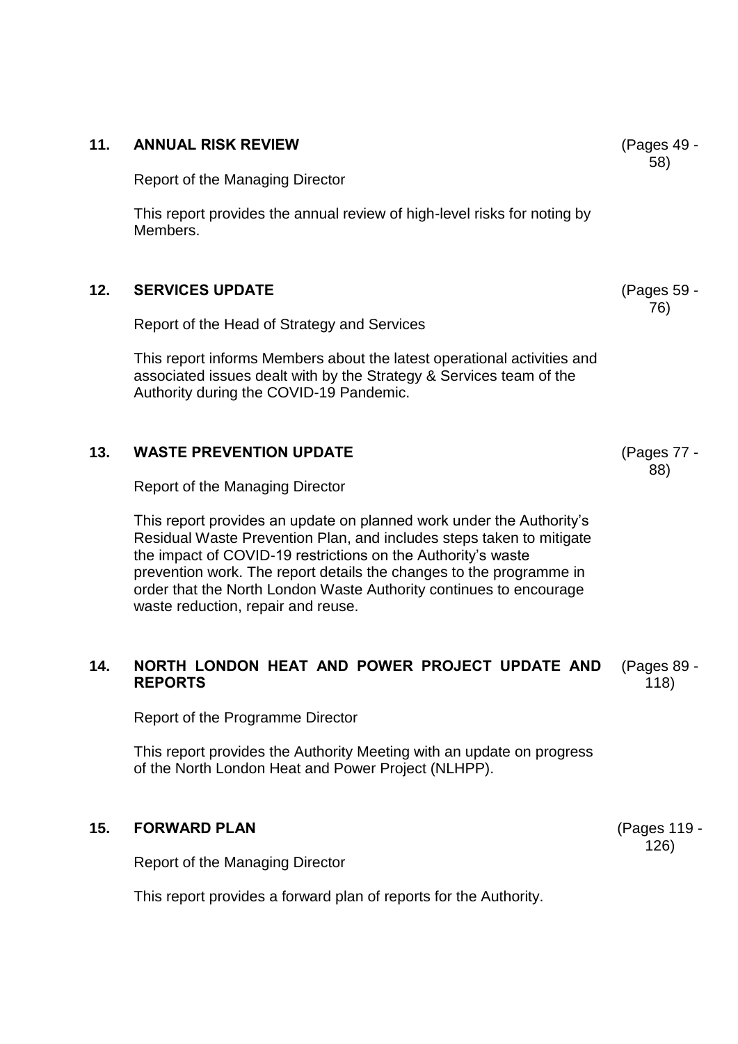**11. ANNUAL RISK REVIEW** (Pages 49 - 58)

Report of the Managing Director

This report provides the annual review of high-level risks for noting by Members.

**12. SERVICES UPDATE** (Pages 59 - 76)

Report of the Head of Strategy and Services

This report informs Members about the latest operational activities and associated issues dealt with by the Strategy & Services team of the Authority during the COVID-19 Pandemic.

**13. WASTE PREVENTION UPDATE** (Pages 77 - 88)

Report of the Managing Director

This report provides an update on planned work under the Authority's Residual Waste Prevention Plan, and includes steps taken to mitigate the impact of COVID-19 restrictions on the Authority's waste prevention work. The report details the changes to the programme in order that the North London Waste Authority continues to encourage waste reduction, repair and reuse.

**14. NORTH LONDON HEAT AND POWER PROJECT UPDATE AND REPORTS** (Pages 89 - 118)

Report of the Programme Director

This report provides the Authority Meeting with an update on progress of the North London Heat and Power Project (NLHPP).

**15. FORWARD PLAN** (Pages 119 - 126)

Report of the Managing Director

This report provides a forward plan of reports for the Authority.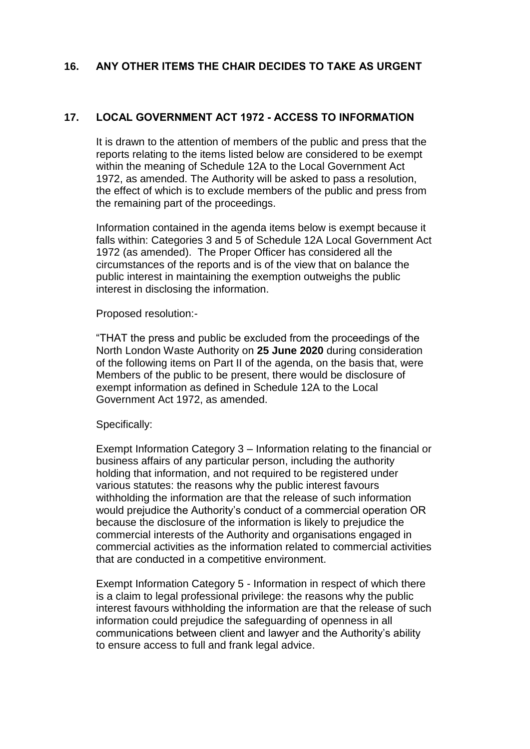## 16. ANY OTHER ITEMS THE CHAIR DECIDES TO TAKE AS URGENT

## 17. LOCAL GOVERNMENT ACT 1972 - ACCESS TO INFORMATION

It is drawn to the attention of members of the public and press that the reports relating to the items listed below are considered to be exempt within the meaning of Schedule 12A to the Local Government Act 1972, as amended. The Authority will be asked to pass a resolution, the effect of which is to exclude members of the public and press from the remaining part of the proceedings.

Information contained in the agenda items below is exempt because it falls within: Categories 3 and 5 of Schedule 12A Local Government Act 1972 (as amended). The Proper Officer has considered all the circumstances of the reports and is of the view that on balance the public interest in maintaining the exemption outweighs the public interest in disclosing the information.

Proposed resolution:-

"THAT the press and public be excluded from the proceedings of the North London Waste Authority on **25 June 2020** during consideration of the following items on Part II of the agenda, on the basis that, were Members of the public to be present, there would be disclosure of exempt information as defined in Schedule 12A to the Local Government Act 1972, as amended.

Specifically:

Exempt Information Category 3 – Information relating to the financial or business affairs of any particular person, including the authority holding that information, and not required to be registered under various statutes: the reasons why the public interest favours withholding the information are that the release of such information would prejudice the Authority's conduct of a commercial operation OR because the disclosure of the information is likely to prejudice the commercial interests of the Authority and organisations engaged in commercial activities as the information related to commercial activities that are conducted in a competitive environment.

Exempt Information Category 5 - Information in respect of which there is a claim to legal professional privilege: the reasons why the public interest favours withholding the information are that the release of such information could prejudice the safeguarding of openness in all communications between client and lawyer and the Authority's ability to ensure access to full and frank legal advice.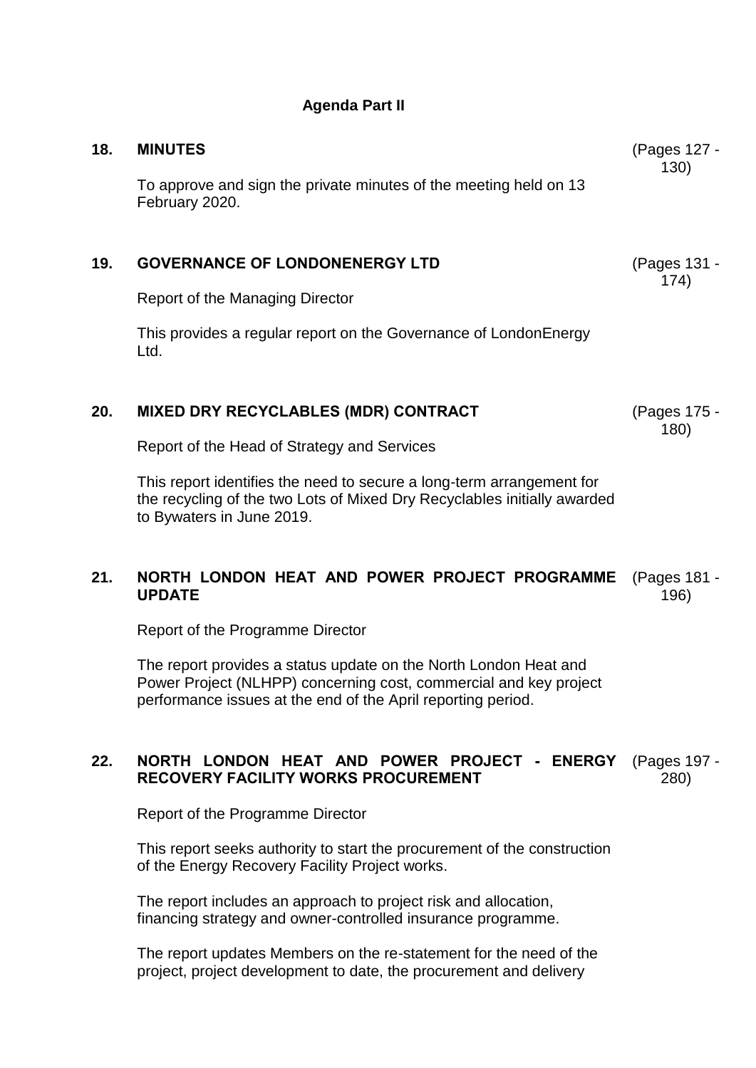## Agenda Part II

**18. MINUTES** (Pages 127 - 130)

To approve and sign the private minutes of the meeting held on 13 February 2020.

**19. GOVERNANCE OF LONDONENERGY LTD** (Pages 131 - 174)

Report of the Managing Director

This provides a regular report on the Governance of LondonEnergy Ltd.

**20. MIXED DRY RECYCLABLES (MDR) CONTRACT** (Pages 175 - 180)

Report of the Head of Strategy and Services

This report identifies the need to secure a long-term arrangement for the recycling of the two Lots of Mixed Dry Recyclables initially awarded to Bywaters in June 2019.

**21. NORTH LONDON HEAT AND POWER PROJECT PROGRAMME UPDATE** (Pages 181 - 196)

Report of the Programme Director

The report provides a status update on the North London Heat and Power Project (NLHPP) concerning cost, commercial and key project performance issues at the end of the April reporting period.

**22. NORTH LONDON HEAT AND POWER PROJECT - ENERGY RECOVERY FACILITY WORKS PROCUREMENT** (Pages 197 - 280)

Report of the Programme Director

This report seeks authority to start the procurement of the construction of the Energy Recovery Facility Project works.

The report includes an approach to project risk and allocation, financing strategy and owner-controlled insurance programme.

The report updates Members on the re-statement for the need of the project, project development to date, the procurement and delivery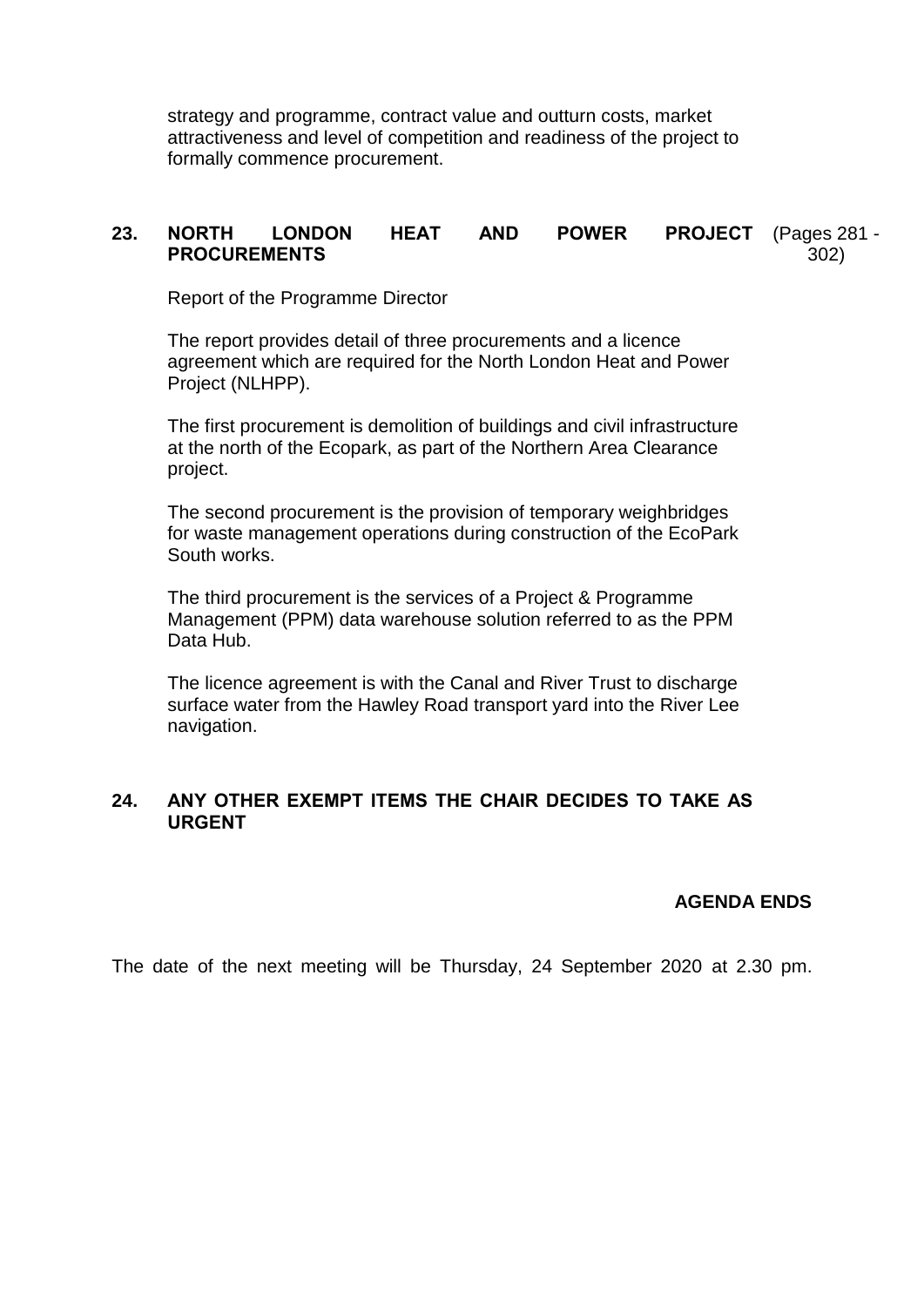strategy and programme, contract value and outturn costs, market attractiveness and level of competition and readiness of the project to formally commence procurement.

## 23. NORTH LONDON HEAT AND POWER PROJECT PROCUREMENTS (Pages 281 - 302)

Report of the Programme Director

The report provides detail of three procurements and a licence agreement which are required for the North London Heat and Power Project (NLHPP).

The first procurement is demolition of buildings and civil infrastructure at the north of the Ecopark, as part of the Northern Area Clearance project.

The second procurement is the provision of temporary weighbridges for waste management operations during construction of the EcoPark South works.

The third procurement is the services of a Project & Programme Management (PPM) data warehouse solution referred to as the PPM Data Hub.

The licence agreement is with the Canal and River Trust to discharge surface water from the Hawley Road transport yard into the River Lee navigation.

## 24. ANY OTHER EXEMPT ITEMS THE CHAIR DECIDES TO TAKE AS URGENT

**AGENDA ENDS**

The date of the next meeting will be Thursday, 24 September 2020 at 2.30 pm.